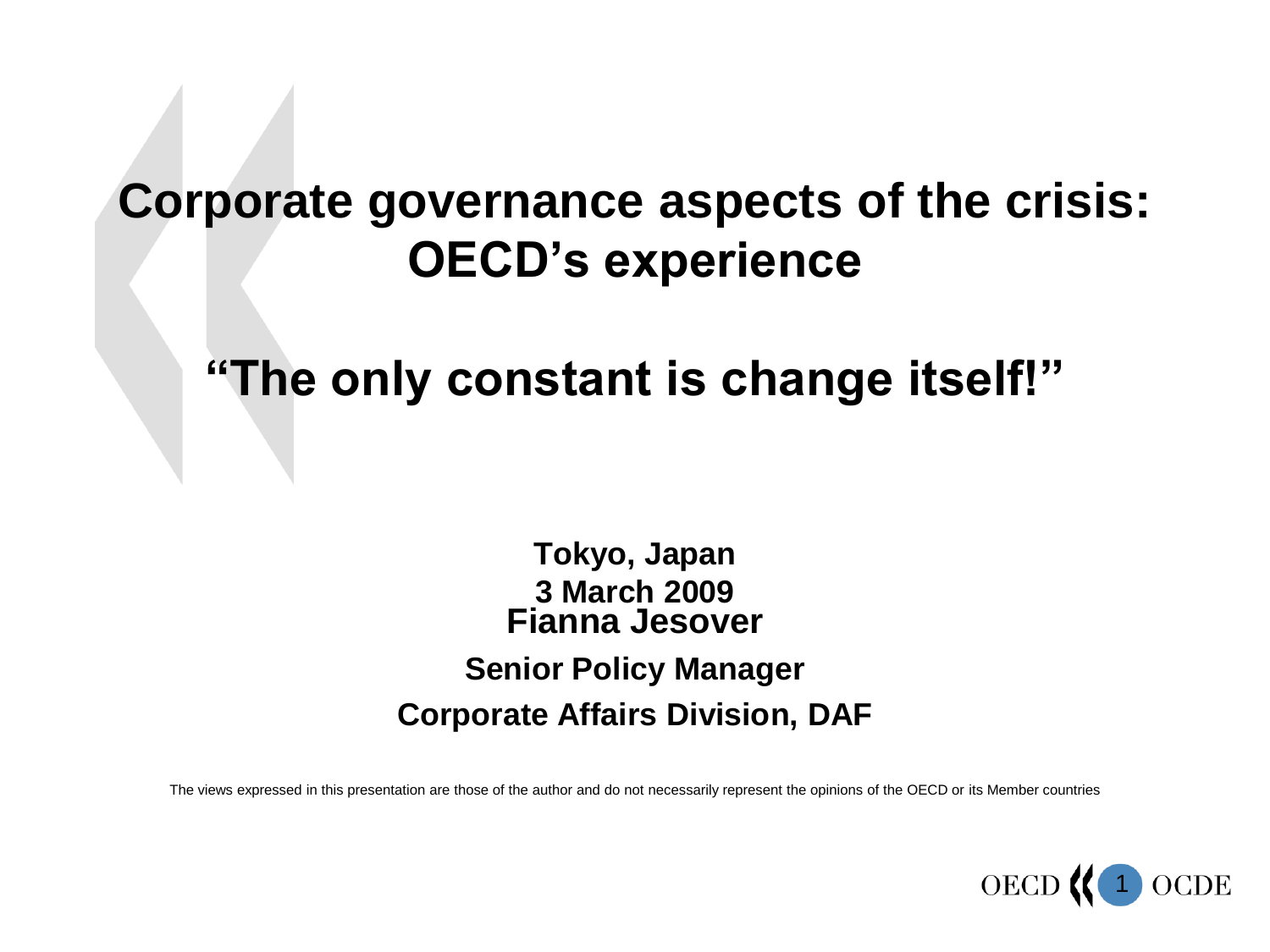# Corporate governance aspects of the crisis: OECD's experience

## "The only constant is change itself!"

**Tokyo, Japan**

**3 March 2009**

**Fianna Jesover**

**Senior Policy Manager**

**Corporate Affairs Division, DAF**

The views expressed in this presentation are those of the author and do not necessarily represent the opinions of the OECD or its Member countries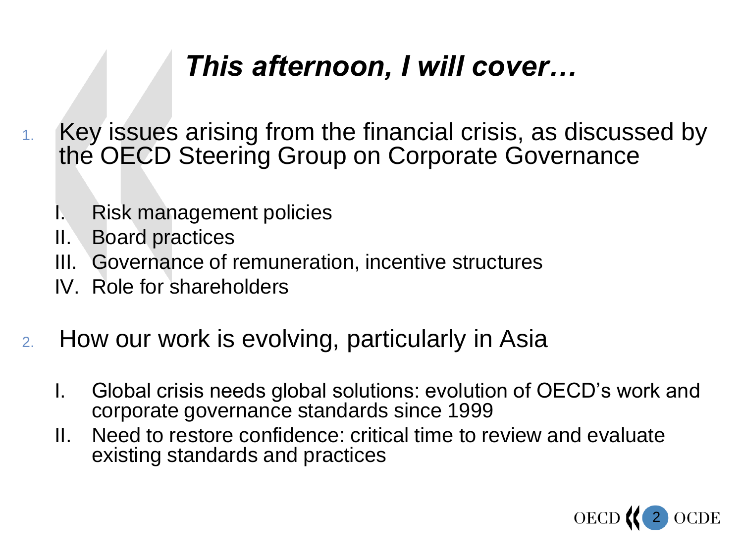# *This afternoon, I will cover…*

1. Key issues arising from the financial crisis, as discussed by the OECD Steering Group on Corporate Governance

    I. Risk management policies
    II. Board practices
    III. Governance of remuneration, incentive structures
    IV. Role for shareholders

2. How our work is evolving, particularly in Asia

    I. Global crisis needs global solutions: evolution of OECD's work and corporate governance standards since 1999
    II. Need to restore confidence: critical time to review and evaluate existing standards and practices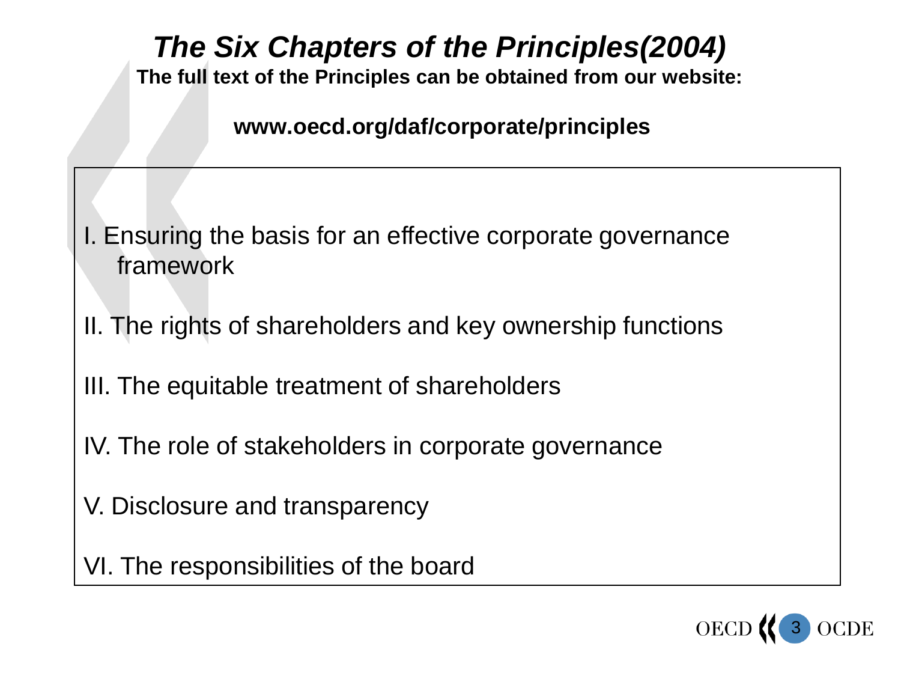# *The Six Chapters of the Principles(2004)*

**The full text of the Principles can be obtained from our website:**

**www.oecd.org/daf/corporate/principles**

I. Ensuring the basis for an effective corporate governance framework

II. The rights of shareholders and key ownership functions

III. The equitable treatment of shareholders

IV. The role of stakeholders in corporate governance

V. Disclosure and transparency

VI. The responsibilities of the board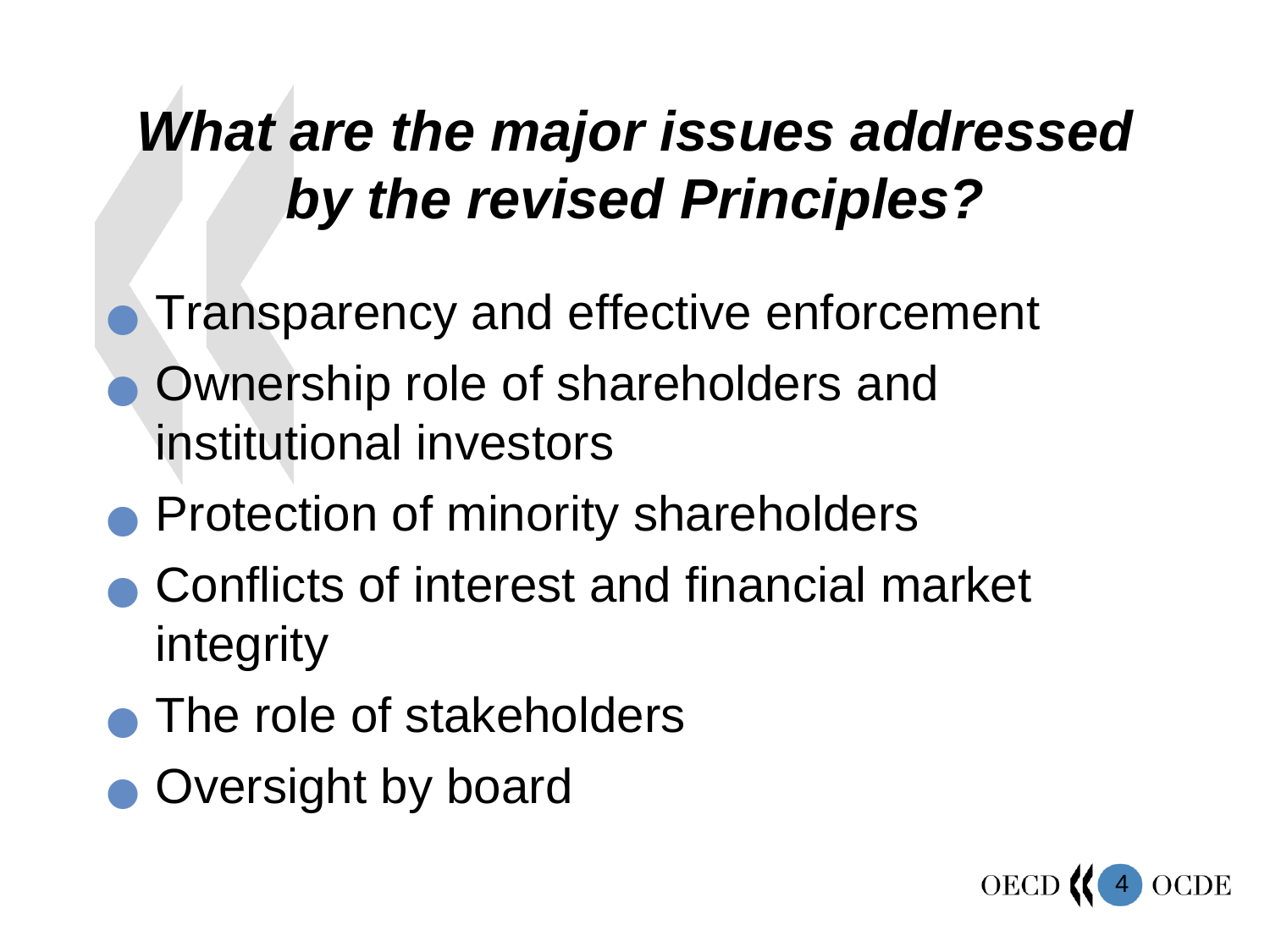# *What are the major issues addressed by the revised Principles?*

- Transparency and effective enforcement
- Ownership role of shareholders and institutional investors
- Protection of minority shareholders
- Conflicts of interest and financial market integrity
- The role of stakeholders
- Oversight by board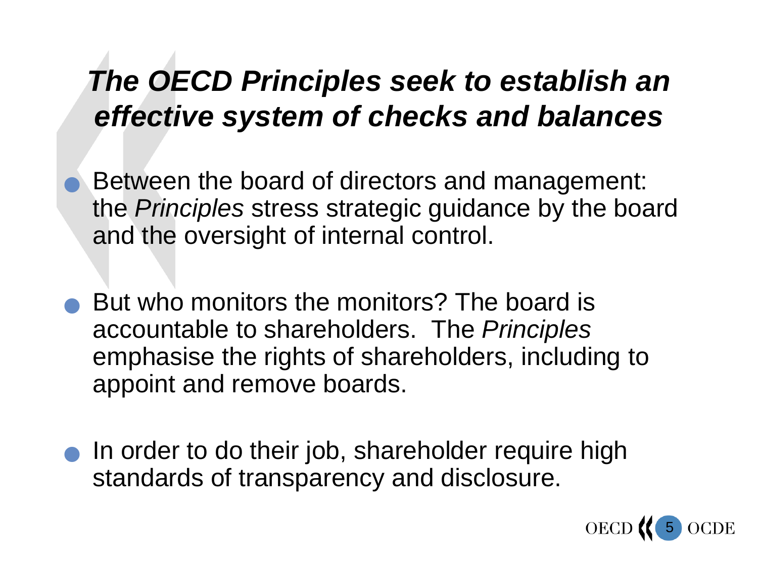## *The OECD Principles seek to establish an effective system of checks and balances*

- Between the board of directors and management: the *Principles* stress strategic guidance by the board and the oversight of internal control.

- But who monitors the monitors? The board is accountable to shareholders. The *Principles* emphasise the rights of shareholders, including to appoint and remove boards.

- In order to do their job, shareholder require high standards of transparency and disclosure.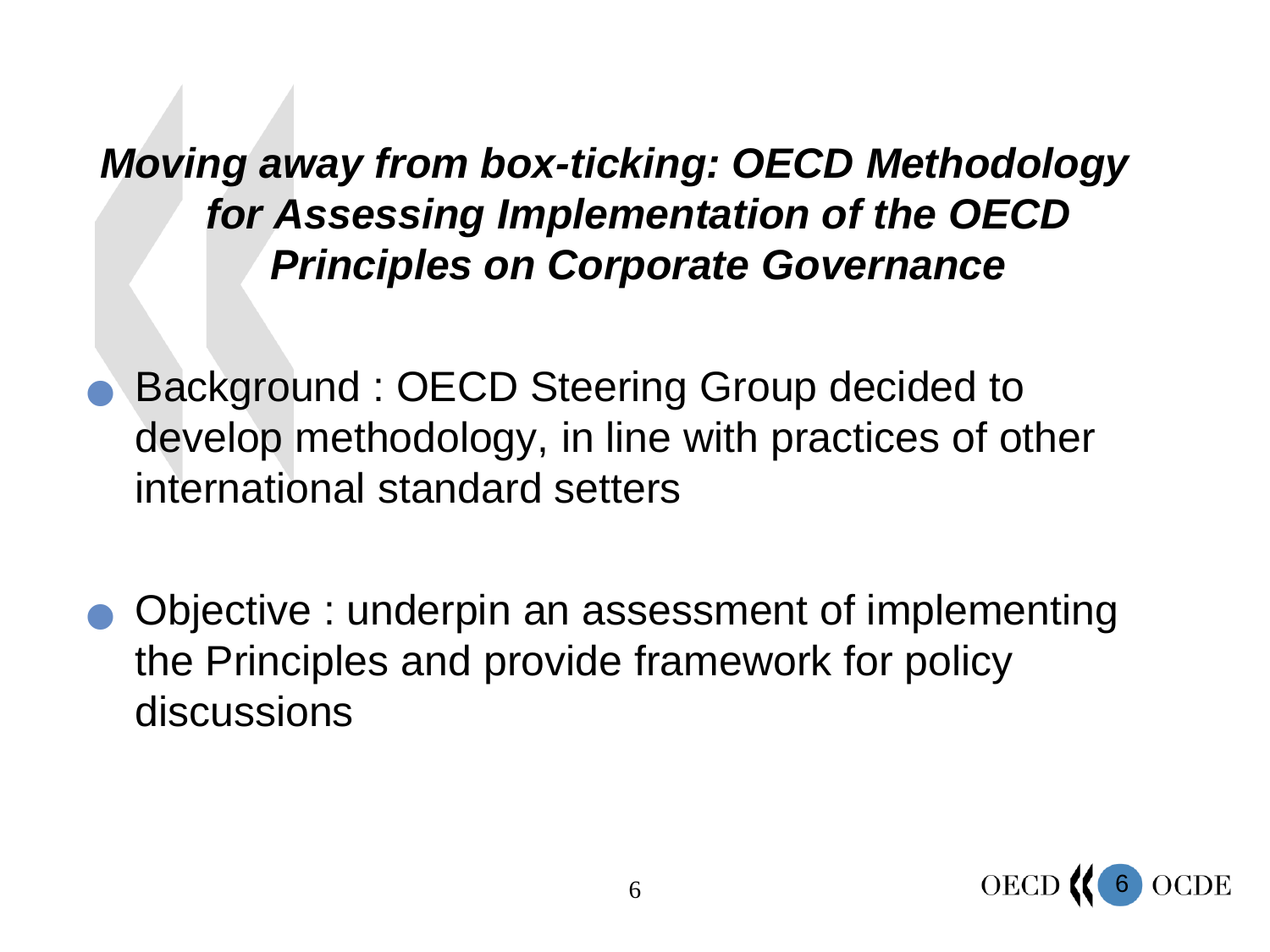## *Moving away from box-ticking: OECD Methodology for Assessing Implementation of the OECD Principles on Corporate Governance*

- Background : OECD Steering Group decided to develop methodology, in line with practices of other international standard setters

- Objective : underpin an assessment of implementing the Principles and provide framework for policy discussions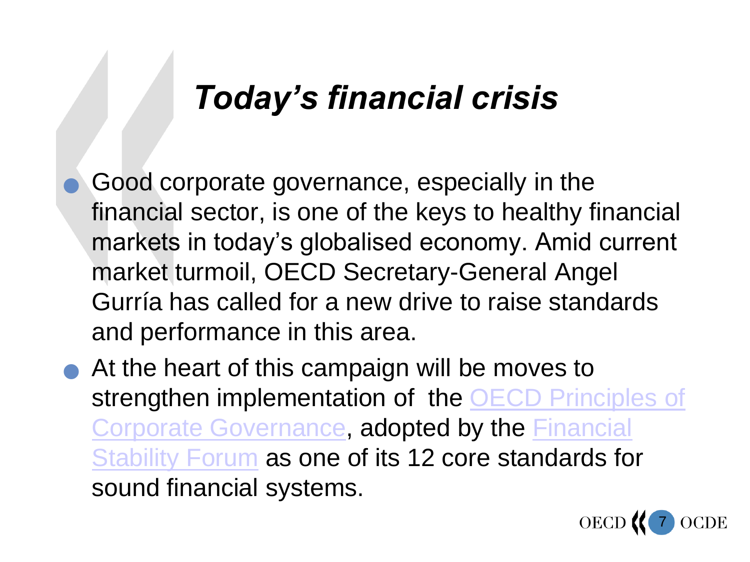# *Today's financial crisis*

- Good corporate governance, especially in the financial sector, is one of the keys to healthy financial markets in today's globalised economy. Amid current market turmoil, OECD Secretary-General Angel Gurría has called for a new drive to raise standards and performance in this area.
- At the heart of this campaign will be moves to strengthen implementation of the OECD Principles of Corporate Governance, adopted by the Financial Stability Forum as one of its 12 core standards for sound financial systems.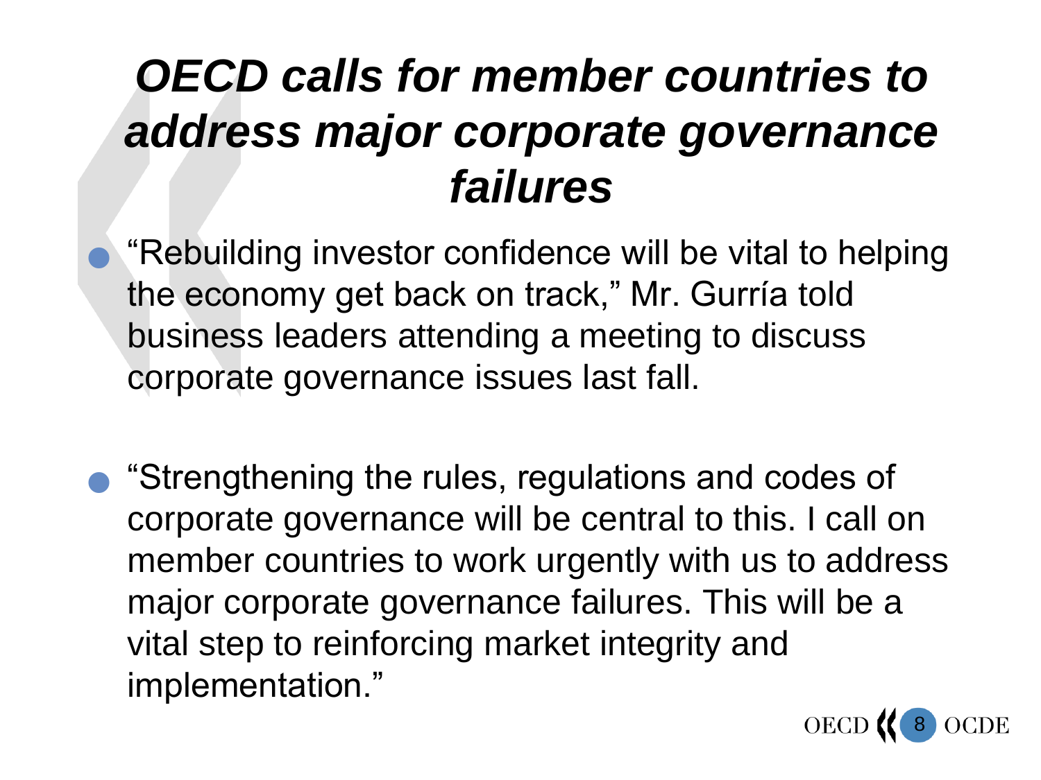# *OECD calls for member countries to address major corporate governance failures*

- "Rebuilding investor confidence will be vital to helping the economy get back on track," Mr. Gurría told business leaders attending a meeting to discuss corporate governance issues last fall.

- "Strengthening the rules, regulations and codes of corporate governance will be central to this. I call on member countries to work urgently with us to address major corporate governance failures. This will be a vital step to reinforcing market integrity and implementation."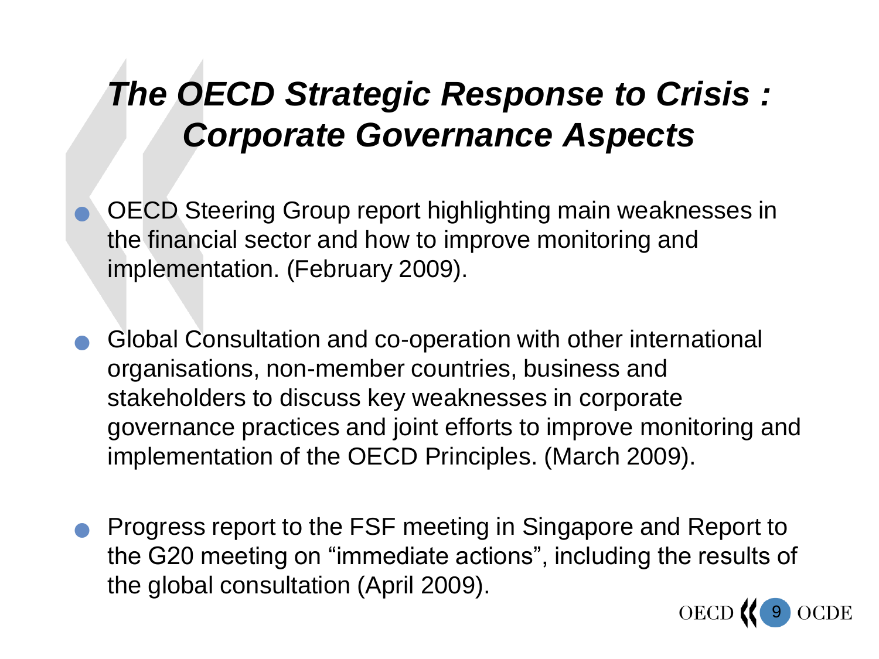# *The OECD Strategic Response to Crisis : Corporate Governance Aspects*

- OECD Steering Group report highlighting main weaknesses in the financial sector and how to improve monitoring and implementation. (February 2009).
- Global Consultation and co-operation with other international organisations, non-member countries, business and stakeholders to discuss key weaknesses in corporate governance practices and joint efforts to improve monitoring and implementation of the OECD Principles. (March 2009).
- Progress report to the FSF meeting in Singapore and Report to the G20 meeting on "immediate actions", including the results of the global consultation (April 2009).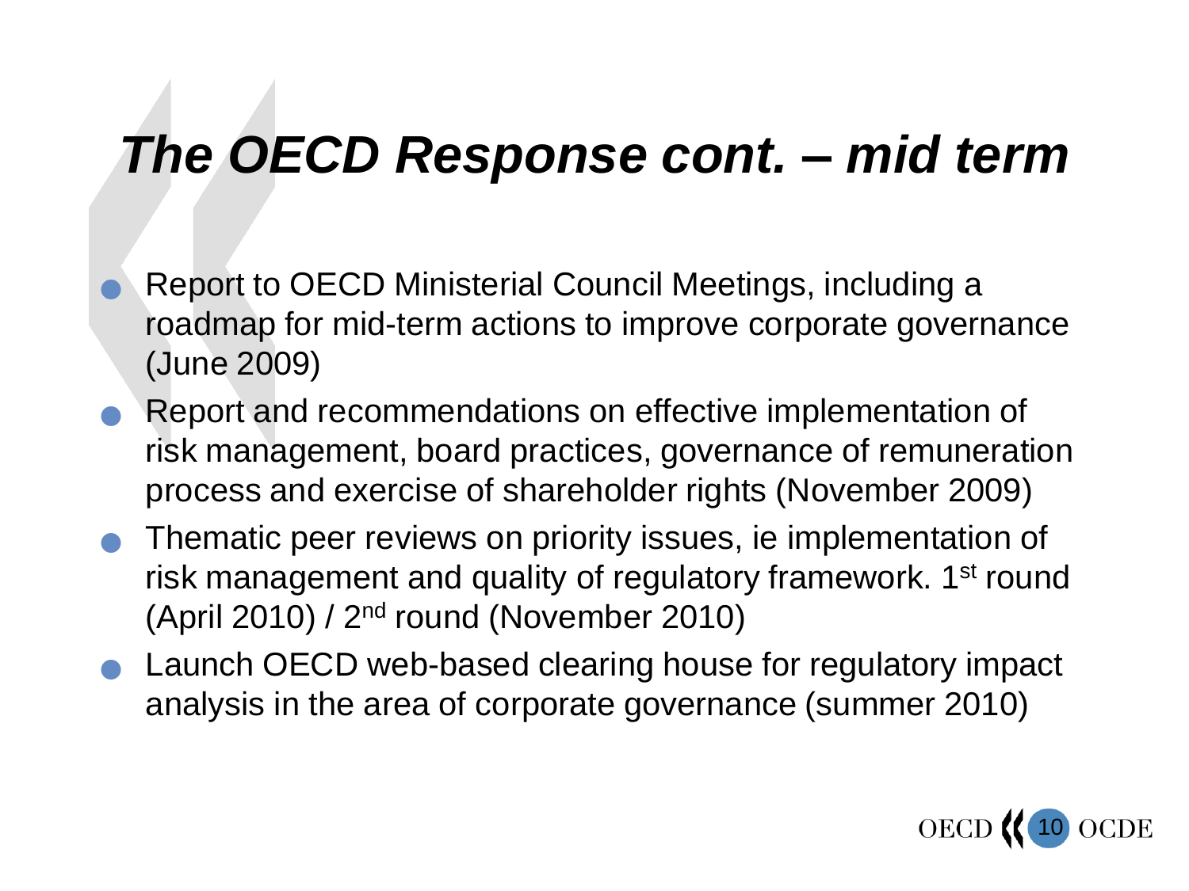# *The OECD Response cont. – mid term*

- Report to OECD Ministerial Council Meetings, including a roadmap for mid-term actions to improve corporate governance (June 2009)
- Report and recommendations on effective implementation of risk management, board practices, governance of remuneration process and exercise of shareholder rights (November 2009)
- Thematic peer reviews on priority issues, ie implementation of risk management and quality of regulatory framework. 1st round (April 2010) / 2nd round (November 2010)
- Launch OECD web-based clearing house for regulatory impact analysis in the area of corporate governance (summer 2010)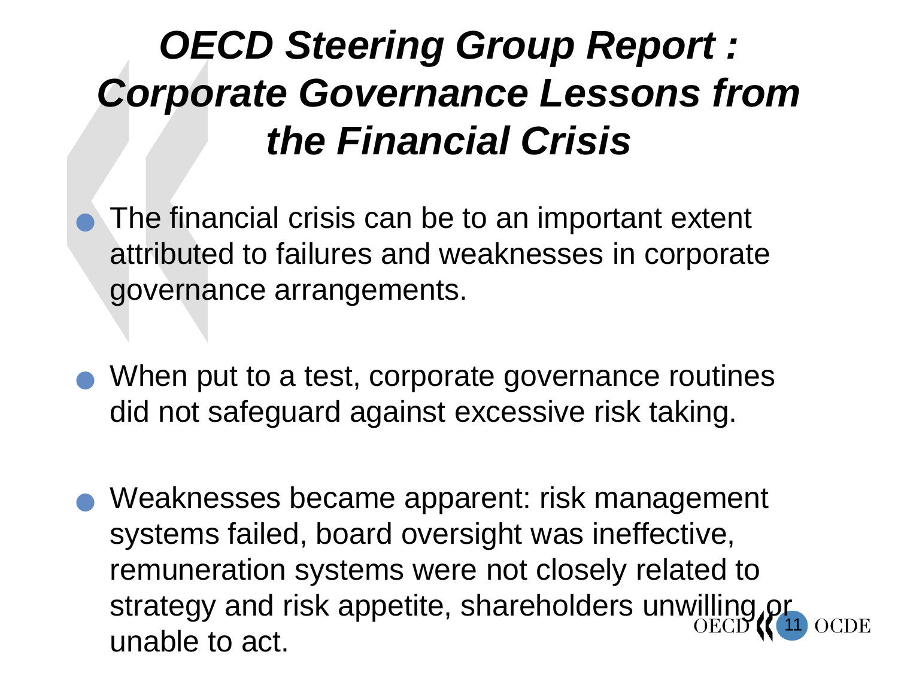# *OECD Steering Group Report : Corporate Governance Lessons from the Financial Crisis*

- The financial crisis can be to an important extent attributed to failures and weaknesses in corporate governance arrangements.
- When put to a test, corporate governance routines did not safeguard against excessive risk taking.
- Weaknesses became apparent: risk management systems failed, board oversight was ineffective, remuneration systems were not closely related to strategy and risk appetite, shareholders unwilling or unable to act.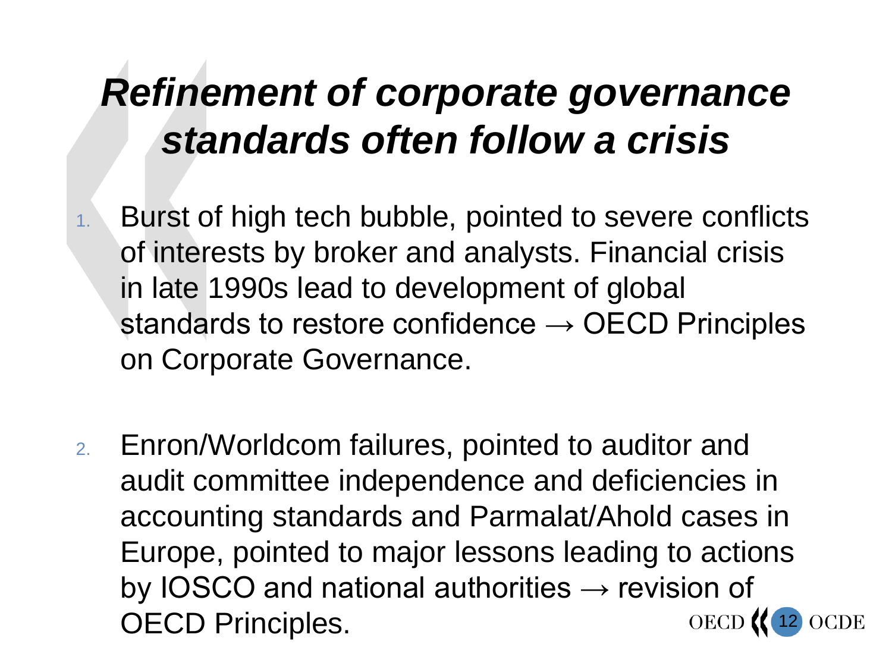# *Refinement of corporate governance standards often follow a crisis*

1. Burst of high tech bubble, pointed to severe conflicts of interests by broker and analysts. Financial crisis in late 1990s lead to development of global standards to restore confidence → OECD Principles on Corporate Governance.

2. Enron/Worldcom failures, pointed to auditor and audit committee independence and deficiencies in accounting standards and Parmalat/Ahold cases in Europe, pointed to major lessons leading to actions by IOSCO and national authorities → revision of OECD Principles.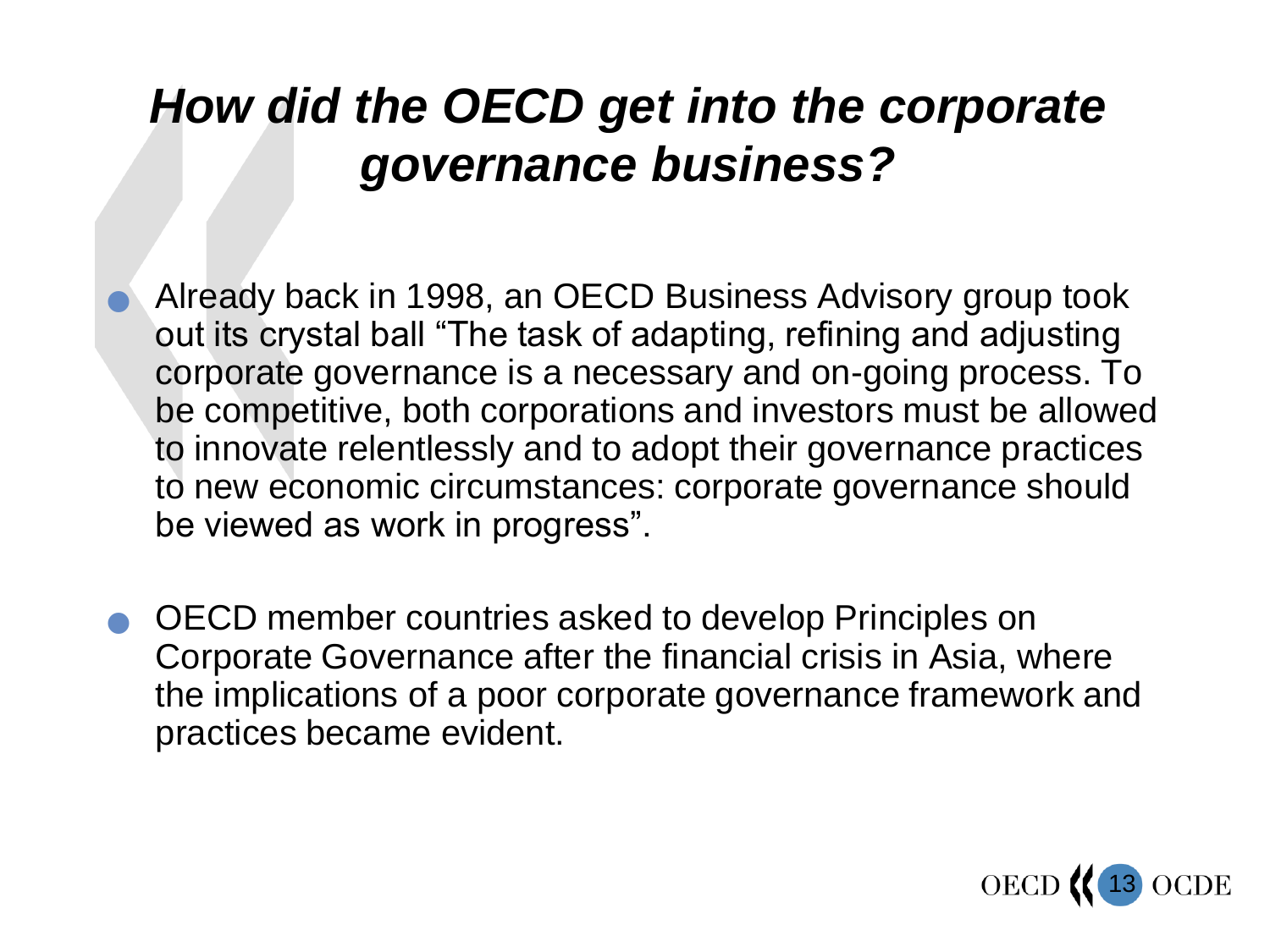# *How did the OECD get into the corporate governance business?*

- Already back in 1998, an OECD Business Advisory group took out its crystal ball "The task of adapting, refining and adjusting corporate governance is a necessary and on-going process. To be competitive, both corporations and investors must be allowed to innovate relentlessly and to adopt their governance practices to new economic circumstances: corporate governance should be viewed as work in progress".
- OECD member countries asked to develop Principles on Corporate Governance after the financial crisis in Asia, where the implications of a poor corporate governance framework and practices became evident.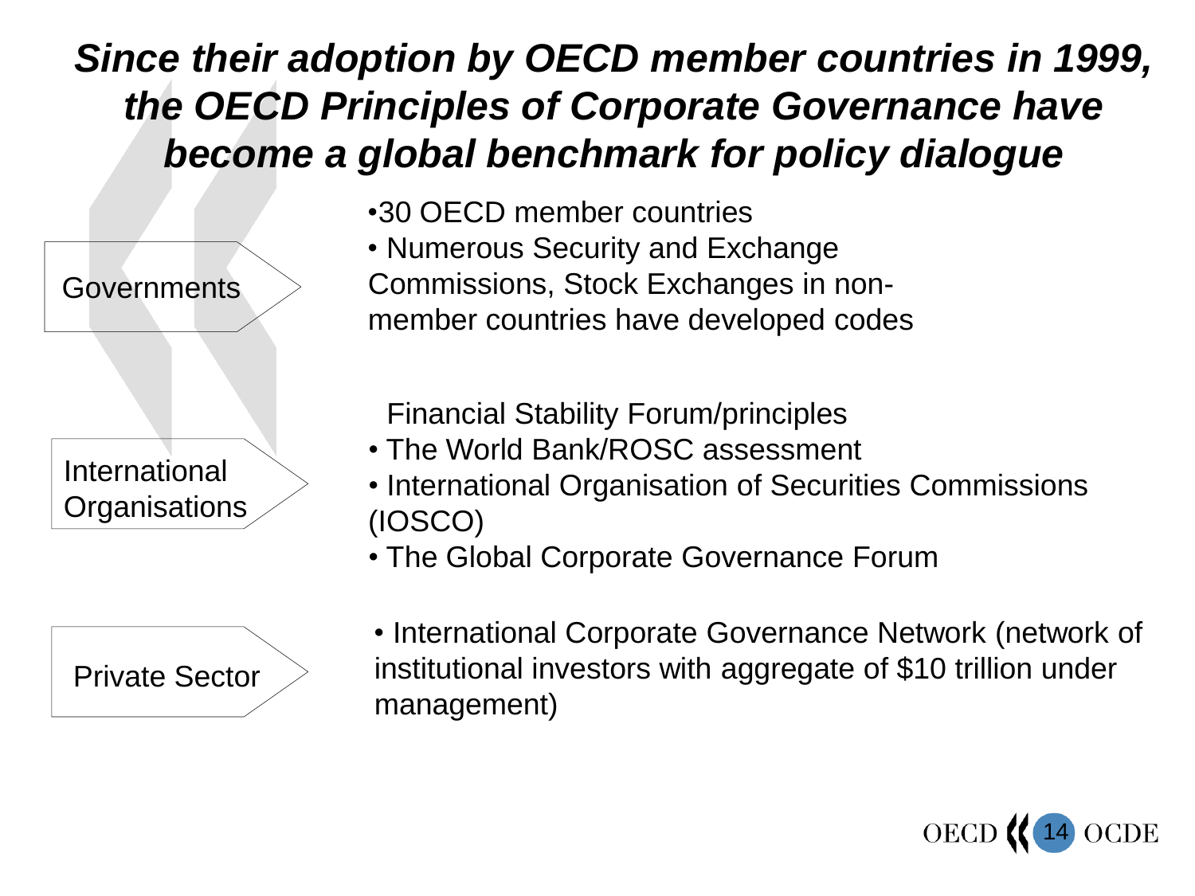# *Since their adoption by OECD member countries in 1999, the OECD Principles of Corporate Governance have become a global benchmark for policy dialogue*

**Governments**

- 30 OECD member countries
- Numerous Security and Exchange Commissions, Stock Exchanges in non-member countries have developed codes

**International Organisations**

- Financial Stability Forum/principles
- The World Bank/ROSC assessment
- International Organisation of Securities Commissions (IOSCO)
- The Global Corporate Governance Forum

**Private Sector**

- International Corporate Governance Network (network of institutional investors with aggregate of $10 trillion under management)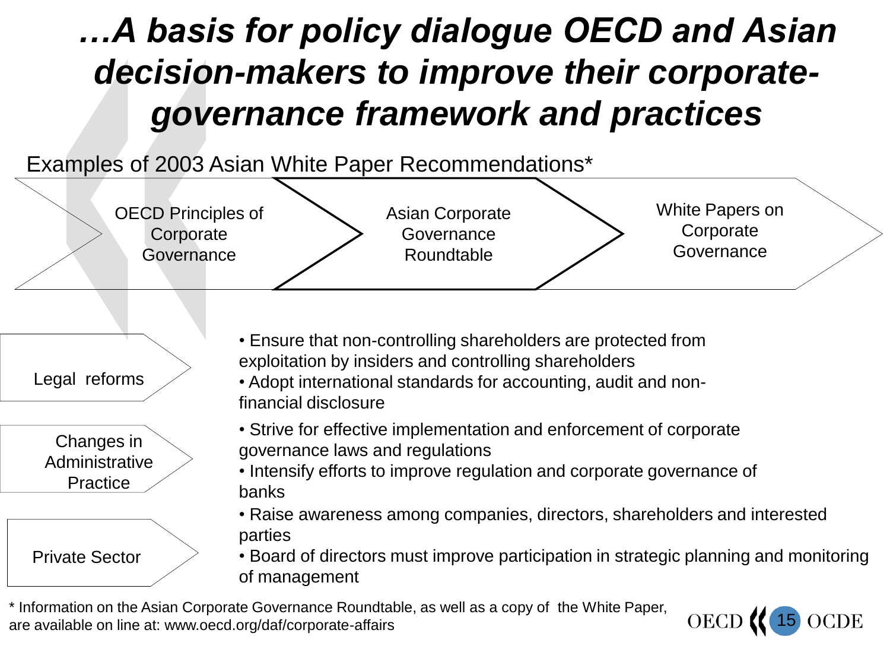# *…A basis for policy dialogue OECD and Asian decision-makers to improve their corporate-governance framework and practices*

Examples of 2003 Asian White Paper Recommendations*

OECD Principles of Corporate Governance → Asian Corporate Governance Roundtable → White Papers on Corporate Governance

**Legal reforms**

- Ensure that non-controlling shareholders are protected from exploitation by insiders and controlling shareholders
- Adopt international standards for accounting, audit and non-financial disclosure

**Changes in Administrative Practice**

- Strive for effective implementation and enforcement of corporate governance laws and regulations
- Intensify efforts to improve regulation and corporate governance of banks

**Private Sector**

- Raise awareness among companies, directors, shareholders and interested parties
- Board of directors must improve participation in strategic planning and monitoring of management

\* Information on the Asian Corporate Governance Roundtable, as well as a copy of the White Paper, are available on line at: www.oecd.org/daf/corporate-affairs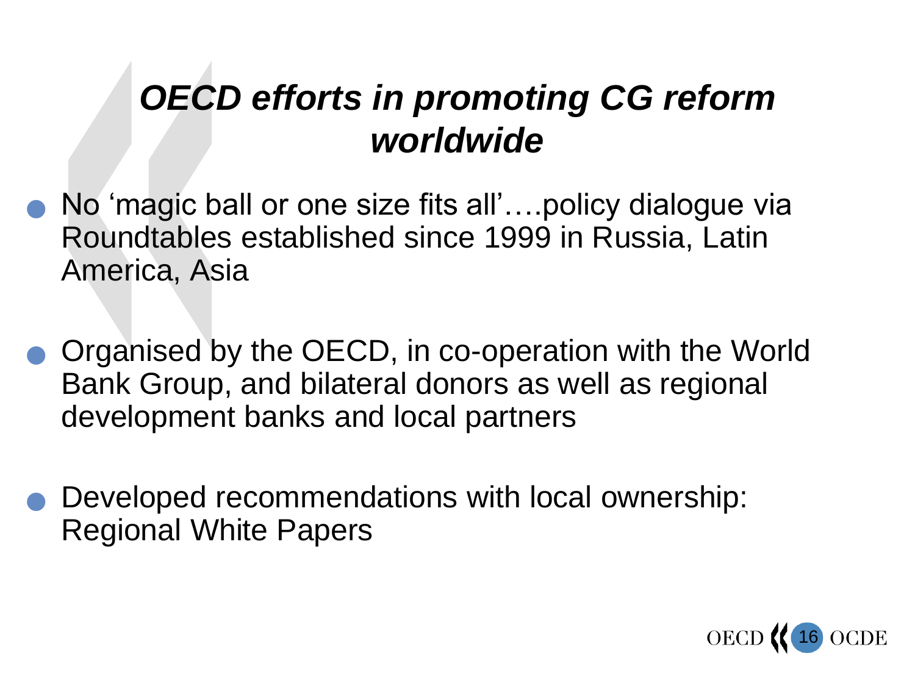# *OECD efforts in promoting CG reform worldwide*

- No 'magic ball or one size fits all'….policy dialogue via Roundtables established since 1999 in Russia, Latin America, Asia
- Organised by the OECD, in co-operation with the World Bank Group, and bilateral donors as well as regional development banks and local partners
- Developed recommendations with local ownership: Regional White Papers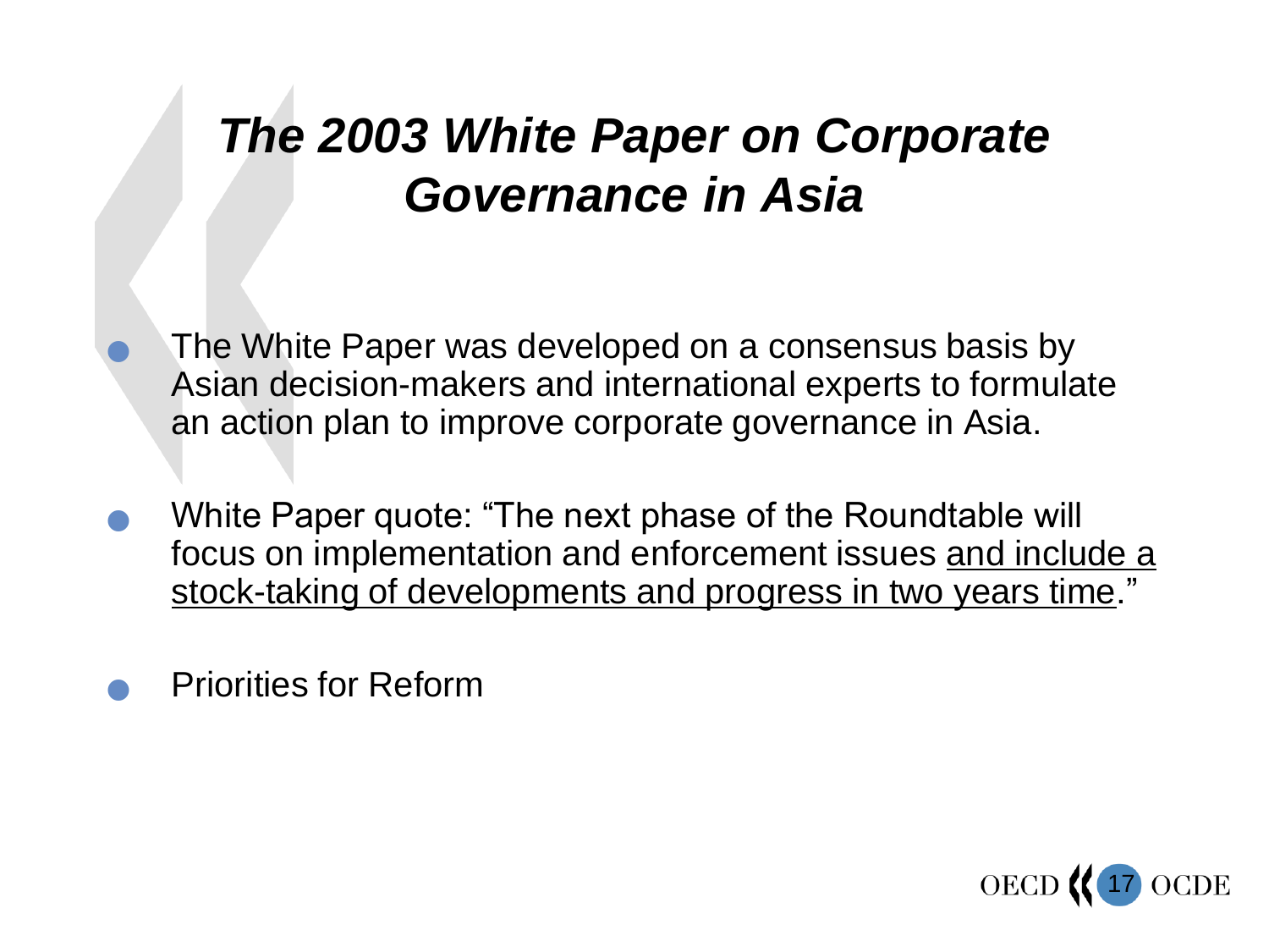# *The 2003 White Paper on Corporate Governance in Asia*

- The White Paper was developed on a consensus basis by Asian decision-makers and international experts to formulate an action plan to improve corporate governance in Asia.
- White Paper quote: “The next phase of the Roundtable will focus on implementation and enforcement issues <u>and include a stock-taking of developments and progress in two years time</u>.”
- Priorities for Reform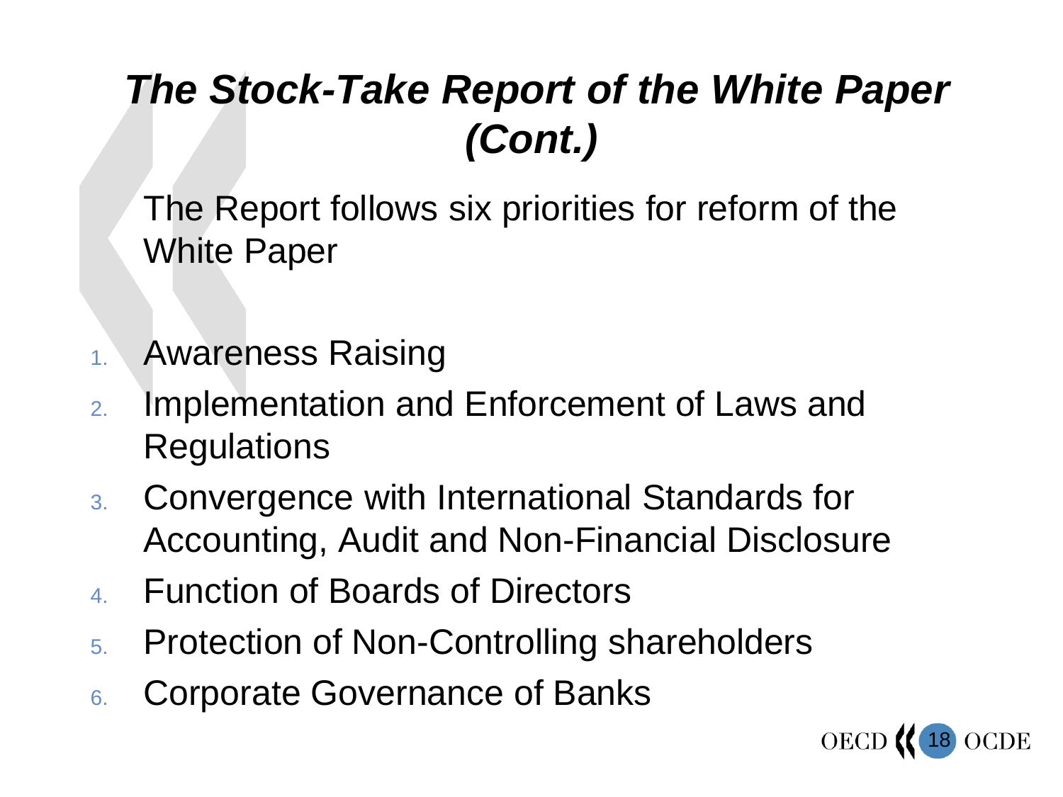# *The Stock-Take Report of the White Paper (Cont.)*

The Report follows six priorities for reform of the White Paper

1. Awareness Raising
2. Implementation and Enforcement of Laws and Regulations
3. Convergence with International Standards for Accounting, Audit and Non-Financial Disclosure
4. Function of Boards of Directors
5. Protection of Non-Controlling shareholders
6. Corporate Governance of Banks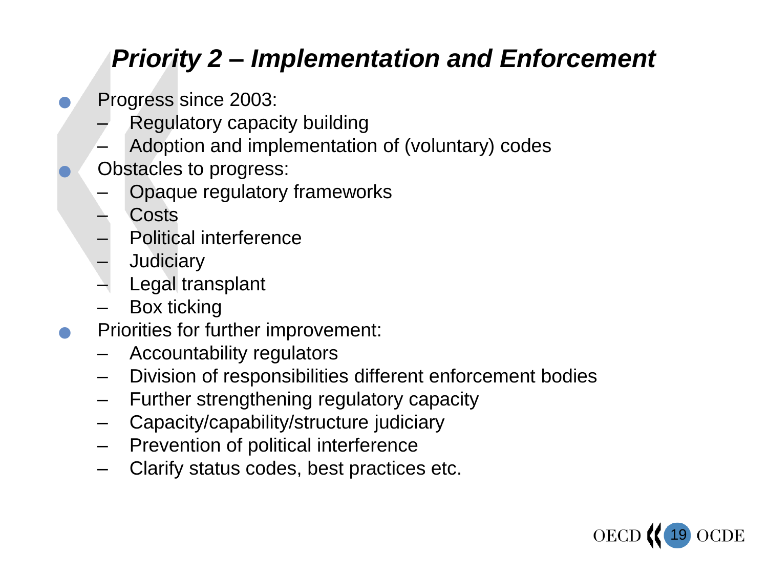# *Priority 2 – Implementation and Enforcement*

- Progress since 2003:
  - Regulatory capacity building
  - Adoption and implementation of (voluntary) codes
- Obstacles to progress:
  - Opaque regulatory frameworks
  - Costs
  - Political interference
  - Judiciary
  - Legal transplant
  - Box ticking
- Priorities for further improvement:
  - Accountability regulators
  - Division of responsibilities different enforcement bodies
  - Further strengthening regulatory capacity
  - Capacity/capability/structure judiciary
  - Prevention of political interference
  - Clarify status codes, best practices etc.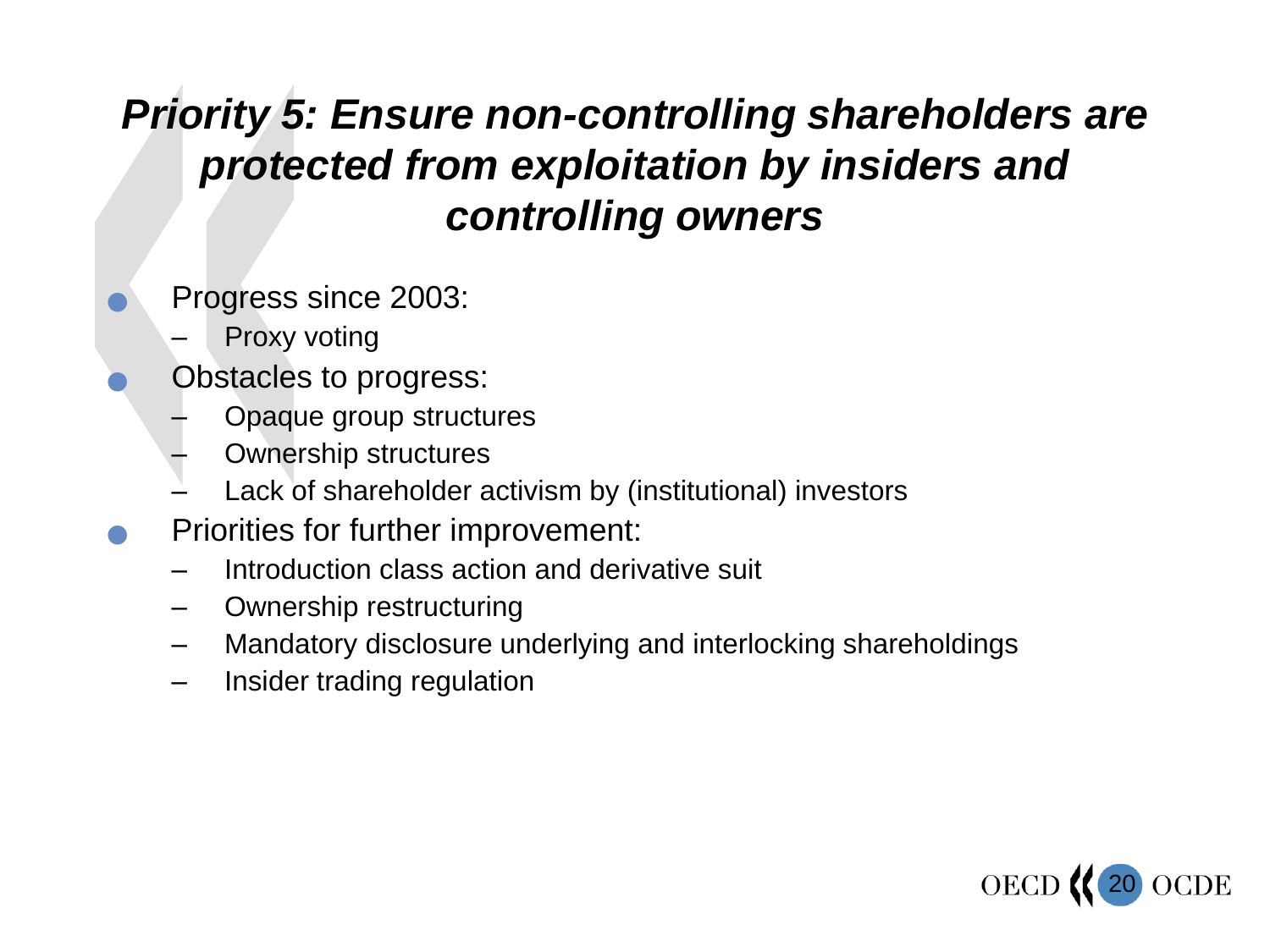# *Priority 5: Ensure non-controlling shareholders are protected from exploitation by insiders and controlling owners*

- Progress since 2003:
  - Proxy voting
- Obstacles to progress:
  - Opaque group structures
  - Ownership structures
  - Lack of shareholder activism by (institutional) investors
- Priorities for further improvement:
  - Introduction class action and derivative suit
  - Ownership restructuring
  - Mandatory disclosure underlying and interlocking shareholdings
  - Insider trading regulation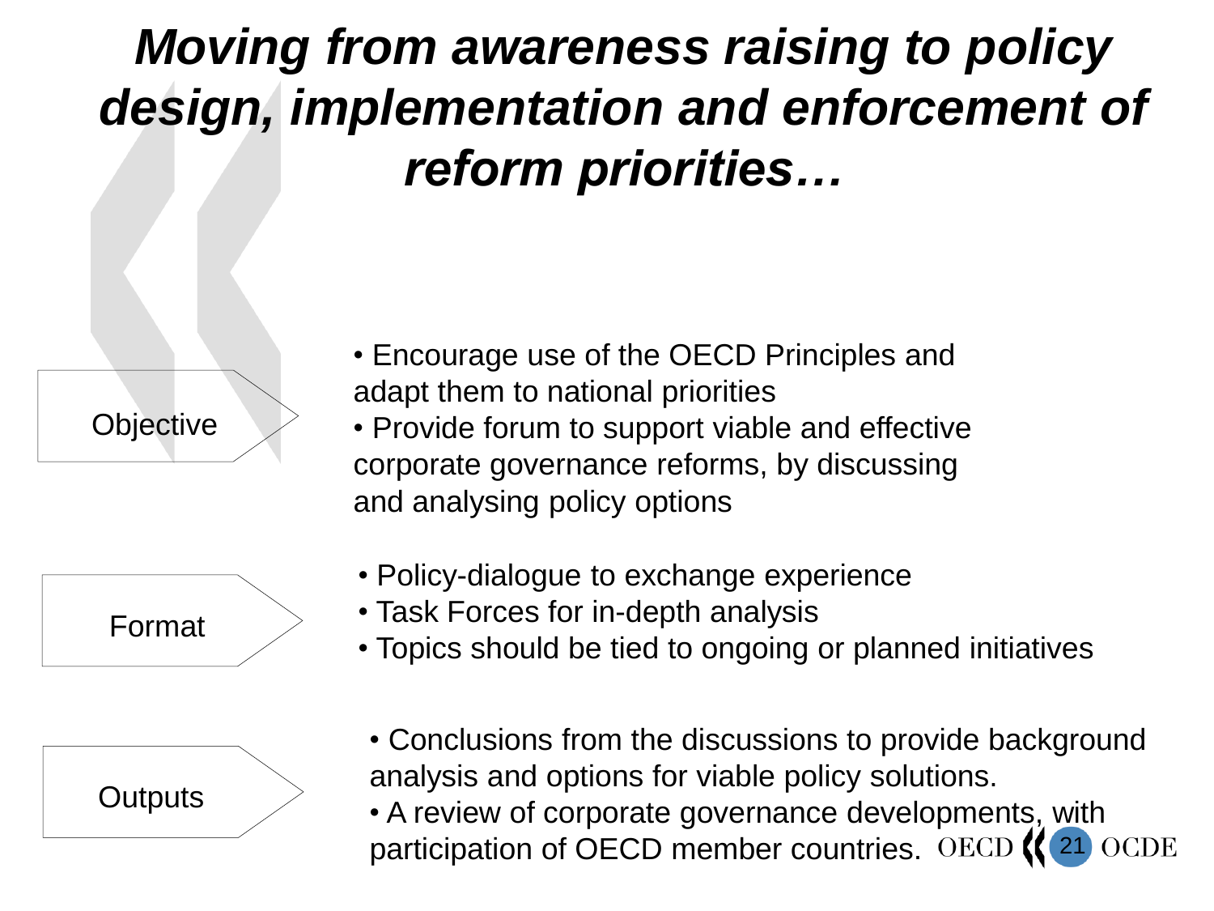# *Moving from awareness raising to policy design, implementation and enforcement of reform priorities…*

**Objective**

- Encourage use of the OECD Principles and adapt them to national priorities
- Provide forum to support viable and effective corporate governance reforms, by discussing and analysing policy options

**Format**

- Policy-dialogue to exchange experience
- Task Forces for in-depth analysis
- Topics should be tied to ongoing or planned initiatives

**Outputs**

- Conclusions from the discussions to provide background analysis and options for viable policy solutions.
- A review of corporate governance developments, with participation of OECD member countries.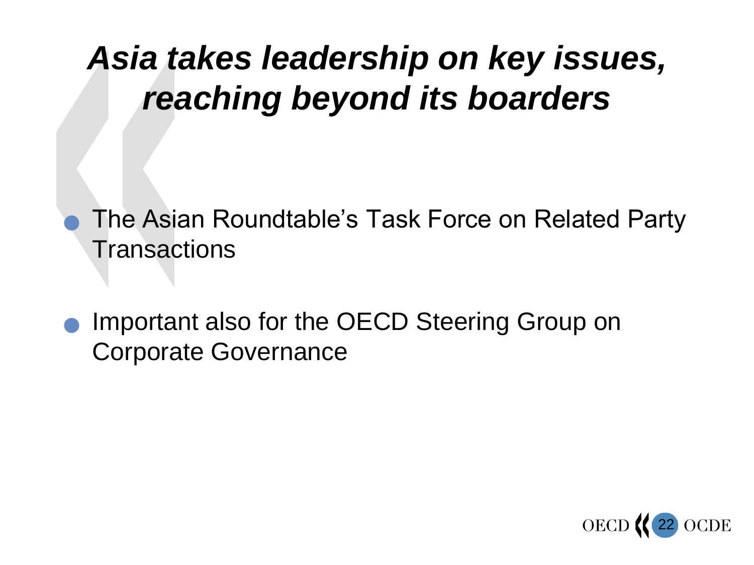# *Asia takes leadership on key issues, reaching beyond its boarders*

- The Asian Roundtable's Task Force on Related Party Transactions
- Important also for the OECD Steering Group on Corporate Governance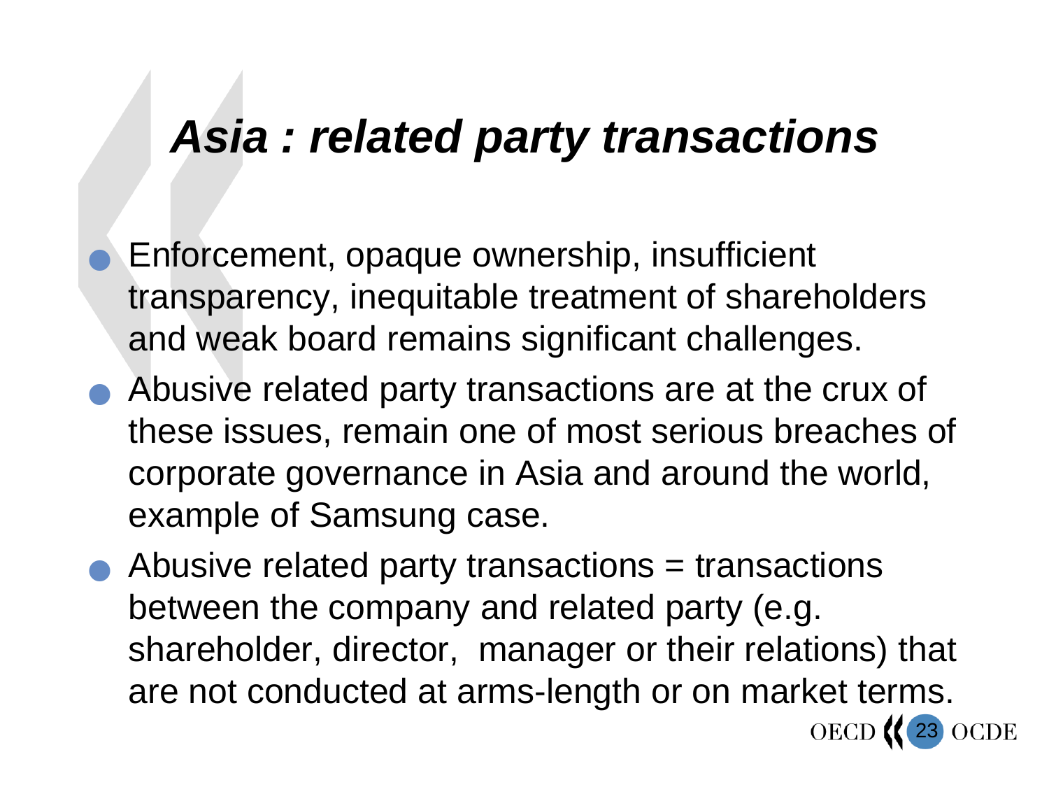# *Asia : related party transactions*

- Enforcement, opaque ownership, insufficient transparency, inequitable treatment of shareholders and weak board remains significant challenges.
- Abusive related party transactions are at the crux of these issues, remain one of most serious breaches of corporate governance in Asia and around the world, example of Samsung case.
- Abusive related party transactions = transactions between the company and related party (e.g. shareholder, director, manager or their relations) that are not conducted at arms-length or on market terms.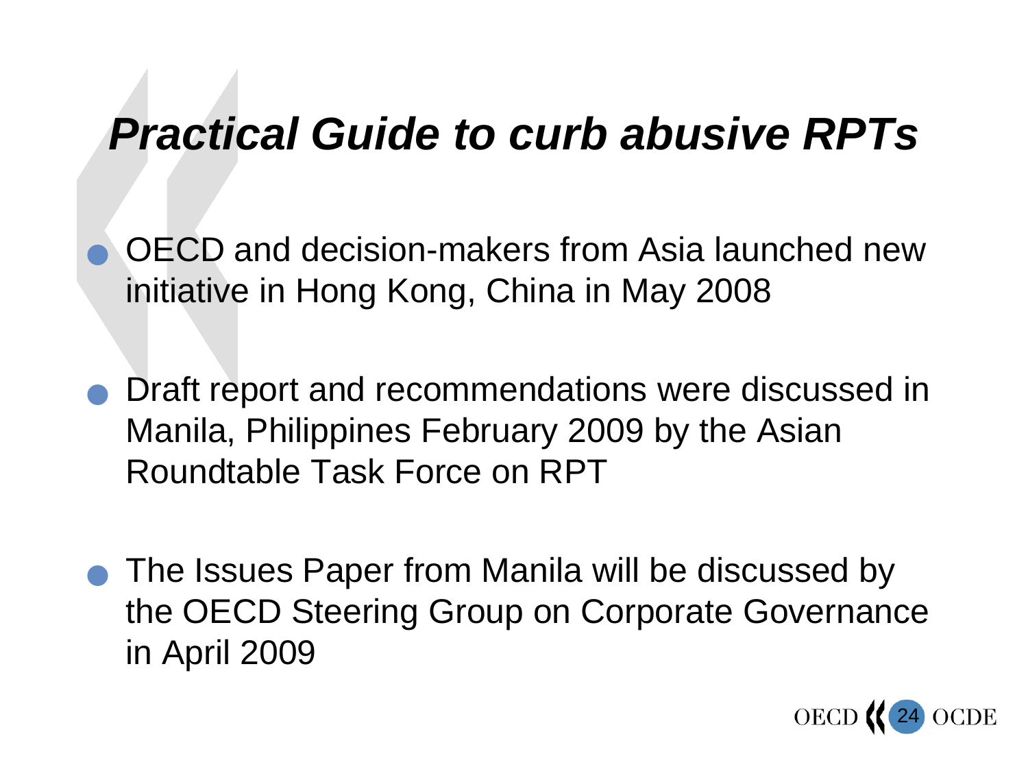# *Practical Guide to curb abusive RPTs*

- OECD and decision-makers from Asia launched new initiative in Hong Kong, China in May 2008
- Draft report and recommendations were discussed in Manila, Philippines February 2009 by the Asian Roundtable Task Force on RPT
- The Issues Paper from Manila will be discussed by the OECD Steering Group on Corporate Governance in April 2009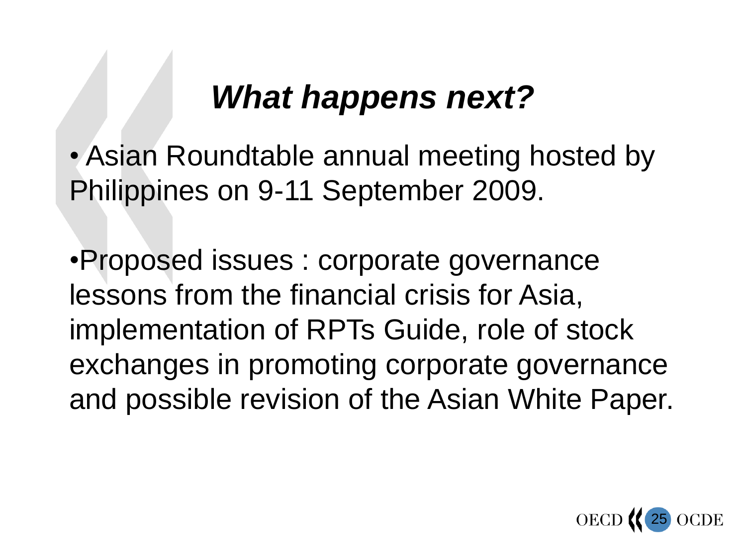# *What happens next?*

- Asian Roundtable annual meeting hosted by Philippines on 9-11 September 2009.

- Proposed issues : corporate governance lessons from the financial crisis for Asia, implementation of RPTs Guide, role of stock exchanges in promoting corporate governance and possible revision of the Asian White Paper.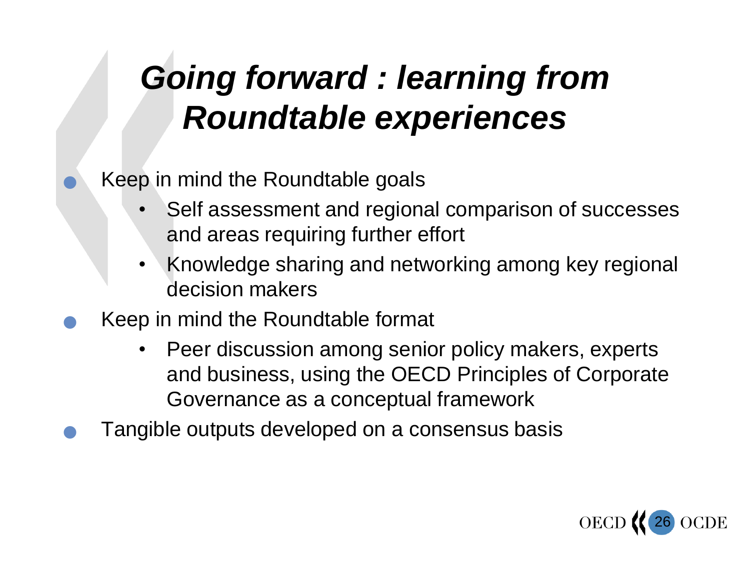# *Going forward : learning from Roundtable experiences*

- Keep in mind the Roundtable goals
  - Self assessment and regional comparison of successes and areas requiring further effort
  - Knowledge sharing and networking among key regional decision makers
- Keep in mind the Roundtable format
  - Peer discussion among senior policy makers, experts and business, using the OECD Principles of Corporate Governance as a conceptual framework
- Tangible outputs developed on a consensus basis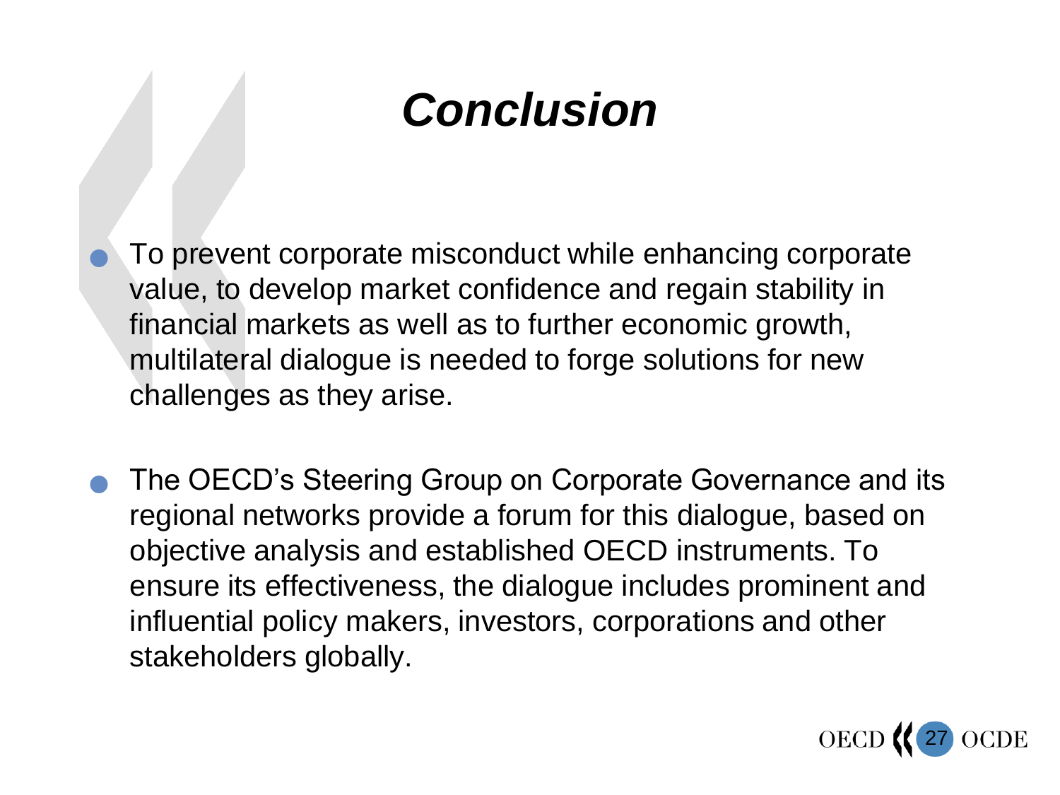# *Conclusion*

- To prevent corporate misconduct while enhancing corporate value, to develop market confidence and regain stability in financial markets as well as to further economic growth, multilateral dialogue is needed to forge solutions for new challenges as they arise.

- The OECD's Steering Group on Corporate Governance and its regional networks provide a forum for this dialogue, based on objective analysis and established OECD instruments. To ensure its effectiveness, the dialogue includes prominent and influential policy makers, investors, corporations and other stakeholders globally.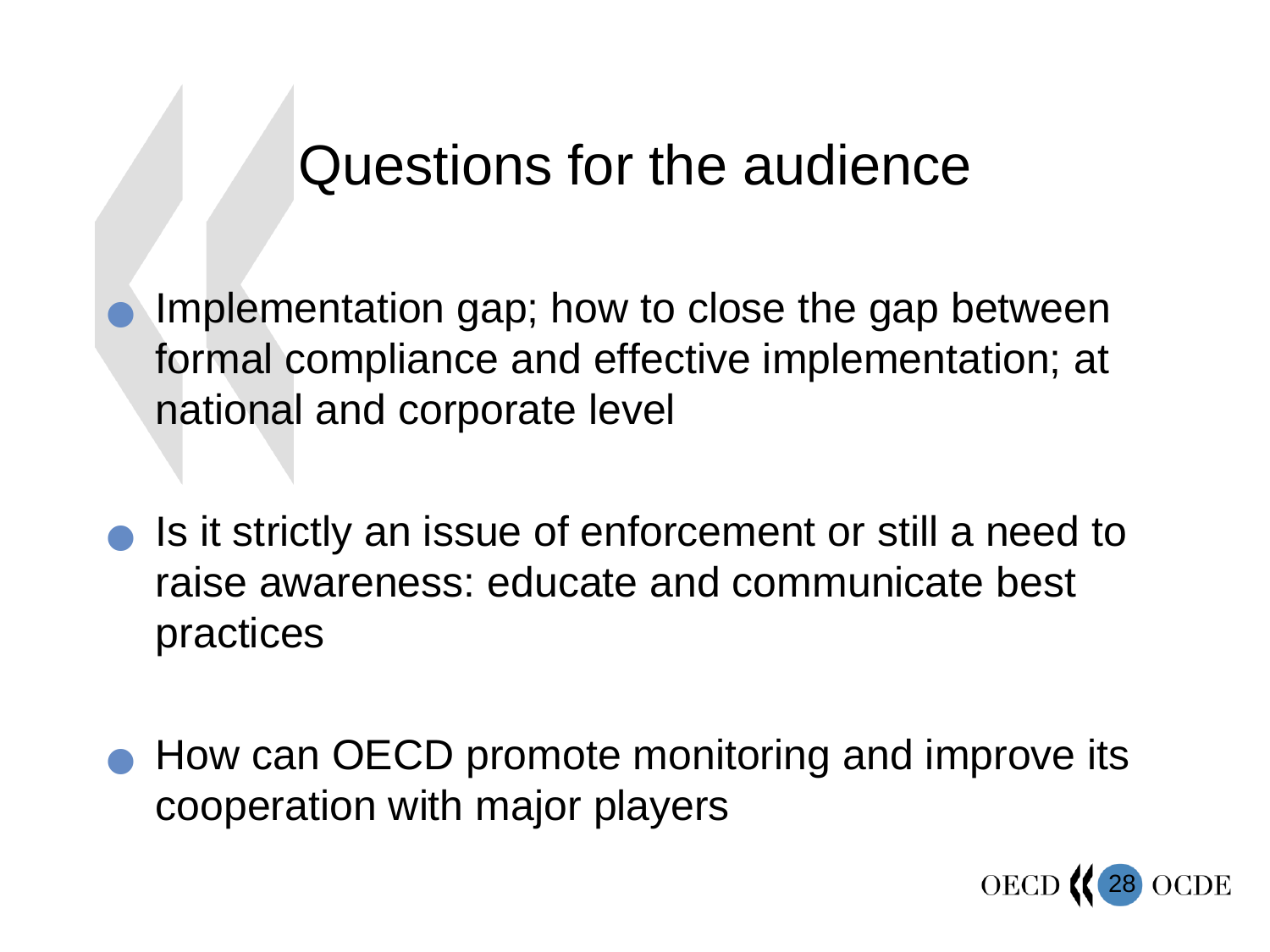# Questions for the audience

- Implementation gap; how to close the gap between formal compliance and effective implementation; at national and corporate level
- Is it strictly an issue of enforcement or still a need to raise awareness: educate and communicate best practices
- How can OECD promote monitoring and improve its cooperation with major players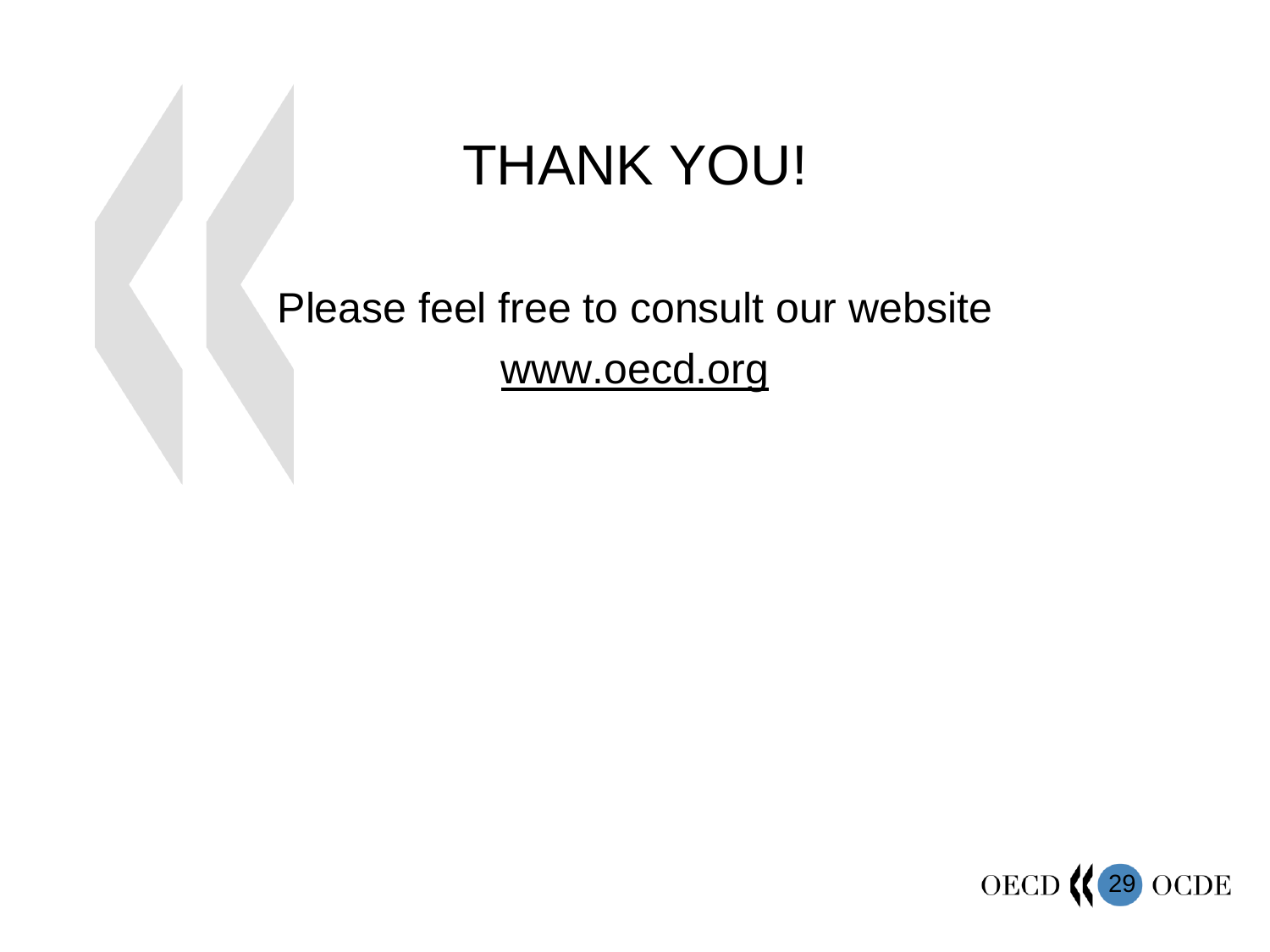# THANK YOU!

Please feel free to consult our website
www.oecd.org